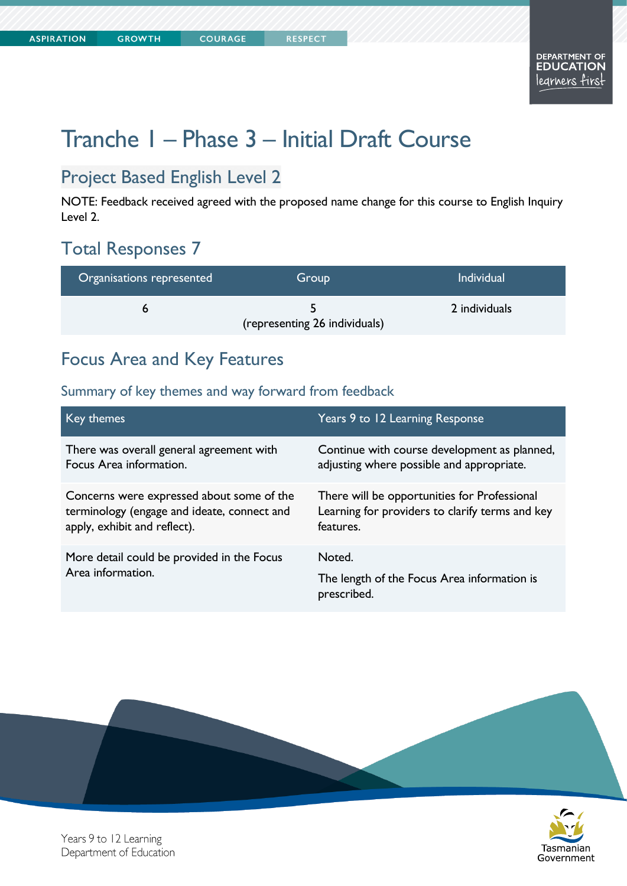# Tranche 1 – Phase 3 – Initial Draft Course

## Project Based English Level 2

NOTE: Feedback received agreed with the proposed name change for this course to English Inquiry Level 2.

## Total Responses 7

| Organisations represented | Group | Individual |
|---|---|---|
| 6 | 5 (representing 26 individuals) | 2 individuals |

## Focus Area and Key Features

### Summary of key themes and way forward from feedback

| Key themes | Years 9 to 12 Learning Response |
|---|---|
| There was overall general agreement with Focus Area information. | Continue with course development as planned, adjusting where possible and appropriate. |
| Concerns were expressed about some of the terminology (engage and ideate, connect and apply, exhibit and reflect). | There will be opportunities for Professional Learning for providers to clarify terms and key features. |
| More detail could be provided in the Focus Area information. | Noted. The length of the Focus Area information is prescribed. |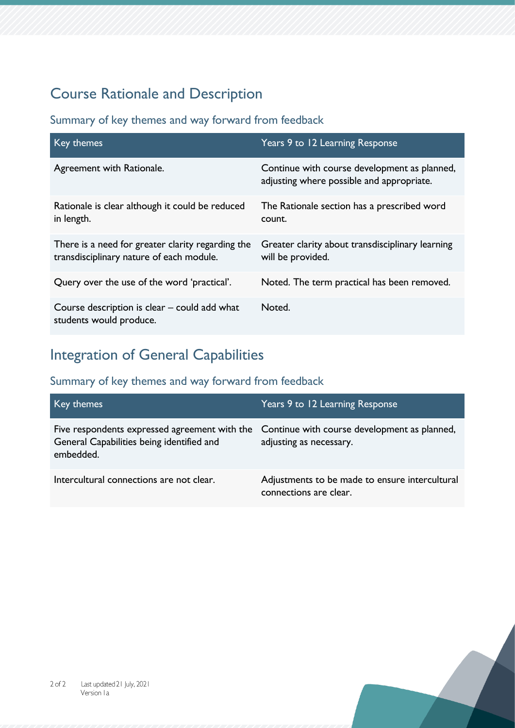## Course Rationale and Description

### Summary of key themes and way forward from feedback

| Key themes | Years 9 to 12 Learning Response |
| --- | --- |
| Agreement with Rationale. | Continue with course development as planned, adjusting where possible and appropriate. |
| Rationale is clear although it could be reduced in length. | The Rationale section has a prescribed word count. |
| There is a need for greater clarity regarding the transdisciplinary nature of each module. | Greater clarity about transdisciplinary learning will be provided. |
| Query over the use of the word 'practical'. | Noted. The term practical has been removed. |
| Course description is clear – could add what students would produce. | Noted. |

## Integration of General Capabilities

### Summary of key themes and way forward from feedback

| Key themes | Years 9 to 12 Learning Response |
| --- | --- |
| Five respondents expressed agreement with the General Capabilities being identified and embedded. | Continue with course development as planned, adjusting as necessary. |
| Intercultural connections are not clear. | Adjustments to be made to ensure intercultural connections are clear. |

Last updated 21 July, 2021
Version 1a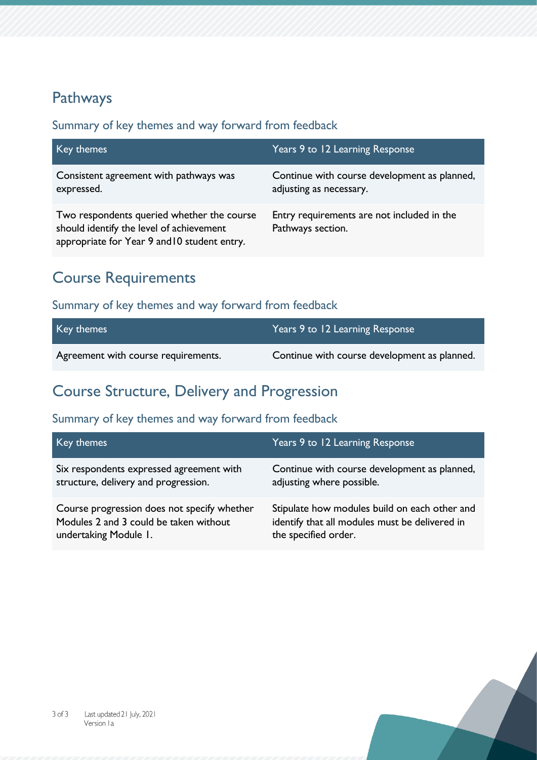## Pathways

### Summary of key themes and way forward from feedback

| Key themes | Years 9 to 12 Learning Response |
|---|---|
| Consistent agreement with pathways was expressed. | Continue with course development as planned, adjusting as necessary. |
| Two respondents queried whether the course should identify the level of achievement appropriate for Year 9 and10 student entry. | Entry requirements are not included in the Pathways section. |

## Course Requirements

### Summary of key themes and way forward from feedback

| Key themes | Years 9 to 12 Learning Response |
|---|---|
| Agreement with course requirements. | Continue with course development as planned. |

## Course Structure, Delivery and Progression

### Summary of key themes and way forward from feedback

| Key themes | Years 9 to 12 Learning Response |
|---|---|
| Six respondents expressed agreement with structure, delivery and progression. | Continue with course development as planned, adjusting where possible. |
| Course progression does not specify whether Modules 2 and 3 could be taken without undertaking Module 1. | Stipulate how modules build on each other and identify that all modules must be delivered in the specified order. |

Last updated 21 July, 2021
Version 1a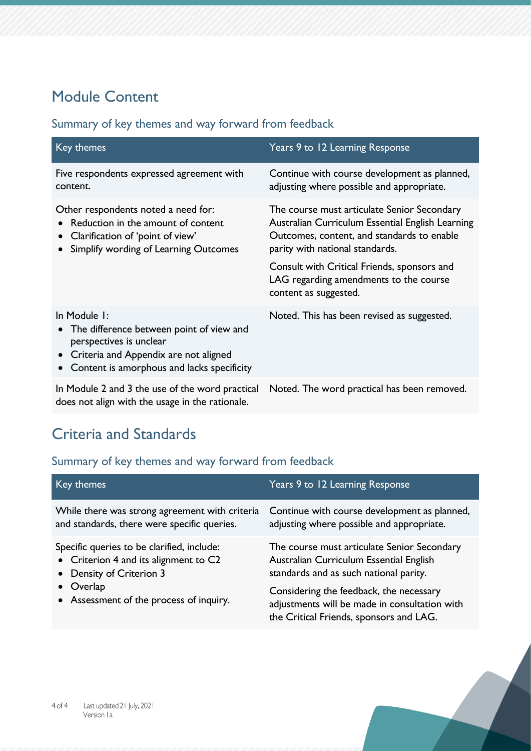## Module Content

### Summary of key themes and way forward from feedback

| Key themes | Years 9 to 12 Learning Response |
|---|---|
| Five respondents expressed agreement with content. | Continue with course development as planned, adjusting where possible and appropriate. |
| Other respondents noted a need for: <br>• Reduction in the amount of content <br>• Clarification of 'point of view' <br>• Simplify wording of Learning Outcomes | The course must articulate Senior Secondary Australian Curriculum Essential English Learning Outcomes, content, and standards to enable parity with national standards. <br><br>Consult with Critical Friends, sponsors and LAG regarding amendments to the course content as suggested. |
| In Module 1: <br>• The difference between point of view and perspectives is unclear <br>• Criteria and Appendix are not aligned <br>• Content is amorphous and lacks specificity | Noted. This has been revised as suggested. |
| In Module 2 and 3 the use of the word practical does not align with the usage in the rationale. | Noted. The word practical has been removed. |

## Criteria and Standards

### Summary of key themes and way forward from feedback

| Key themes | Years 9 to 12 Learning Response |
|---|---|
| While there was strong agreement with criteria and standards, there were specific queries. | Continue with course development as planned, adjusting where possible and appropriate. |
| Specific queries to be clarified, include: <br>• Criterion 4 and its alignment to C2 <br>• Density of Criterion 3 <br>• Overlap <br>• Assessment of the process of inquiry. | The course must articulate Senior Secondary Australian Curriculum Essential English standards and as such national parity. <br><br>Considering the feedback, the necessary adjustments will be made in consultation with the Critical Friends, sponsors and LAG. |

Last updated 21 July, 2021
Version 1a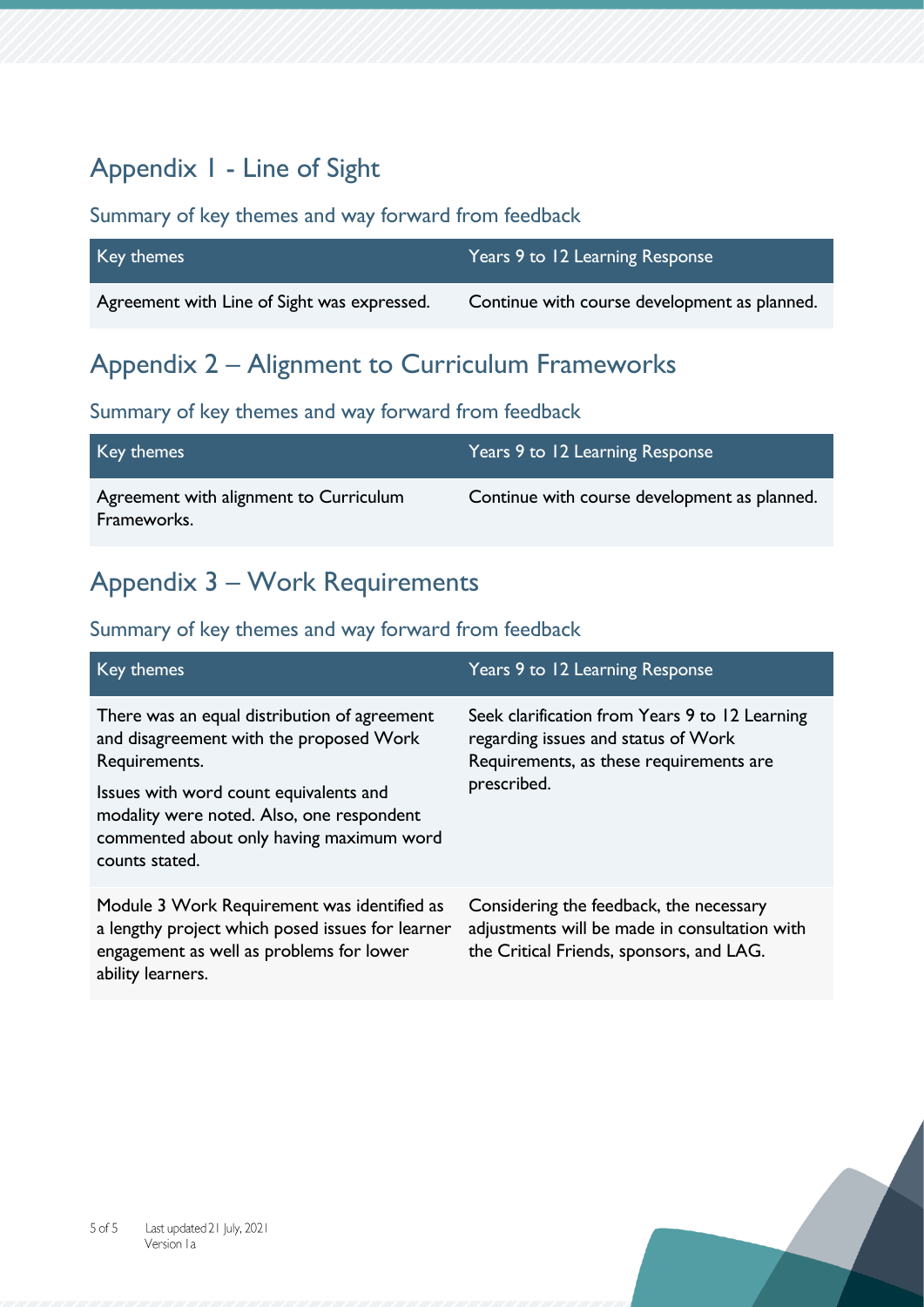## Appendix 1 - Line of Sight

### Summary of key themes and way forward from feedback

| Key themes | Years 9 to 12 Learning Response |
|---|---|
| Agreement with Line of Sight was expressed. | Continue with course development as planned. |

## Appendix 2 – Alignment to Curriculum Frameworks

### Summary of key themes and way forward from feedback

| Key themes | Years 9 to 12 Learning Response |
|---|---|
| Agreement with alignment to Curriculum Frameworks. | Continue with course development as planned. |

## Appendix 3 – Work Requirements

### Summary of key themes and way forward from feedback

| Key themes | Years 9 to 12 Learning Response |
|---|---|
| There was an equal distribution of agreement and disagreement with the proposed Work Requirements.<br><br>Issues with word count equivalents and modality were noted. Also, one respondent commented about only having maximum word counts stated. | Seek clarification from Years 9 to 12 Learning regarding issues and status of Work Requirements, as these requirements are prescribed. |
| Module 3 Work Requirement was identified as a lengthy project which posed issues for learner engagement as well as problems for lower ability learners. | Considering the feedback, the necessary adjustments will be made in consultation with the Critical Friends, sponsors, and LAG. |

Last updated 21 July, 2021
Version 1a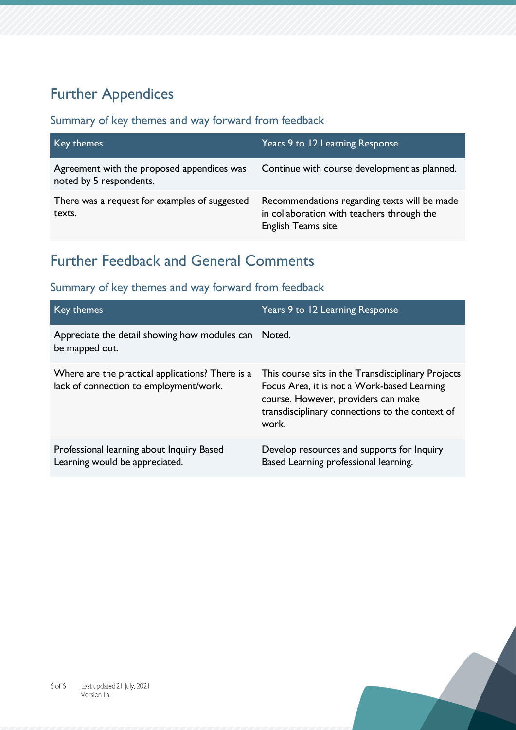## Further Appendices

### Summary of key themes and way forward from feedback

| Key themes | Years 9 to 12 Learning Response |
| --- | --- |
| Agreement with the proposed appendices was noted by 5 respondents. | Continue with course development as planned. |
| There was a request for examples of suggested texts. | Recommendations regarding texts will be made in collaboration with teachers through the English Teams site. |

## Further Feedback and General Comments

### Summary of key themes and way forward from feedback

| Key themes | Years 9 to 12 Learning Response |
| --- | --- |
| Appreciate the detail showing how modules can be mapped out. | Noted. |
| Where are the practical applications? There is a lack of connection to employment/work. | This course sits in the Transdisciplinary Projects Focus Area, it is not a Work-based Learning course. However, providers can make transdisciplinary connections to the context of work. |
| Professional learning about Inquiry Based Learning would be appreciated. | Develop resources and supports for Inquiry Based Learning professional learning. |